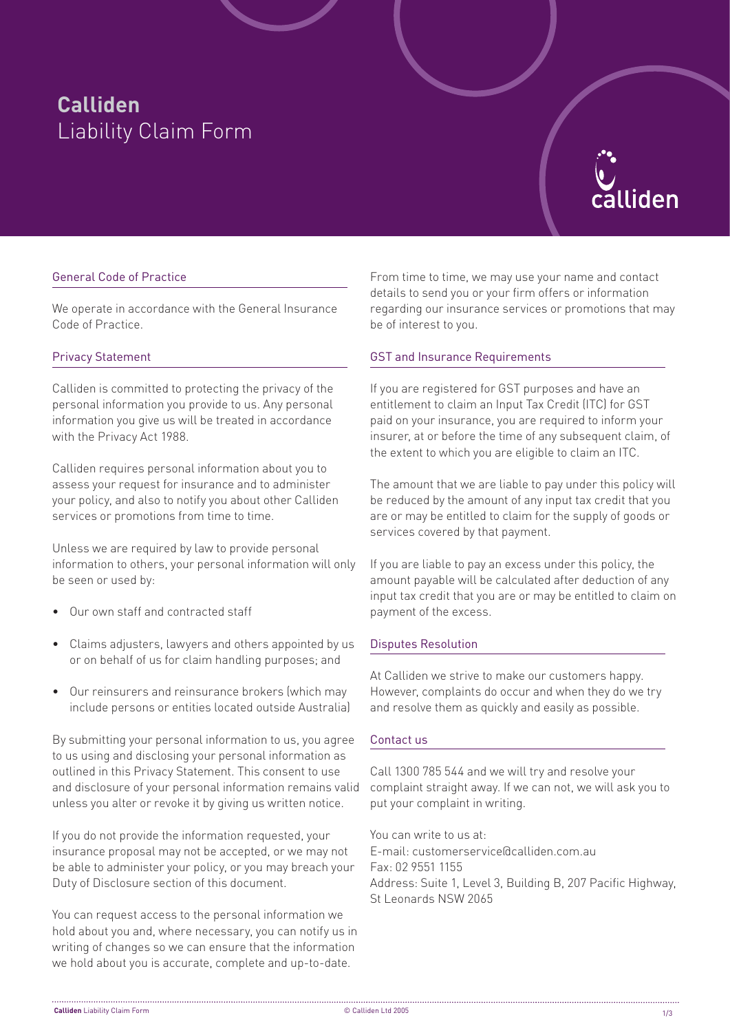# **Calliden** Liability Claim Form

## General Code of Practice

We operate in accordance with the General Insurance Code of Practice.

## Privacy Statement

Calliden is committed to protecting the privacy of the personal information you provide to us. Any personal information you give us will be treated in accordance with the Privacy Act 1988.

Calliden requires personal information about you to assess your request for insurance and to administer your policy, and also to notify you about other Calliden services or promotions from time to time.

Unless we are required by law to provide personal information to others, your personal information will only be seen or used by:

- Our own staff and contracted staff
- Claims adjusters, lawyers and others appointed by us or on behalf of us for claim handling purposes; and
- Our reinsurers and reinsurance brokers (which may include persons or entities located outside Australia)

By submitting your personal information to us, you agree to us using and disclosing your personal information as outlined in this Privacy Statement. This consent to use and disclosure of your personal information remains valid unless you alter or revoke it by giving us written notice.

If you do not provide the information requested, your insurance proposal may not be accepted, or we may not be able to administer your policy, or you may breach your Duty of Disclosure section of this document.

You can request access to the personal information we hold about you and, where necessary, you can notify us in writing of changes so we can ensure that the information we hold about you is accurate, complete and up-to-date.

From time to time, we may use your name and contact details to send you or your firm offers or information regarding our insurance services or promotions that may be of interest to you.

## GST and Insurance Requirements

If you are registered for GST purposes and have an entitlement to claim an Input Tax Credit (ITC) for GST paid on your insurance, you are required to inform your insurer, at or before the time of any subsequent claim, of the extent to which you are eligible to claim an ITC.

The amount that we are liable to pay under this policy will be reduced by the amount of any input tax credit that you are or may be entitled to claim for the supply of goods or services covered by that payment.

If you are liable to pay an excess under this policy, the amount payable will be calculated after deduction of any input tax credit that you are or may be entitled to claim on payment of the excess.

## Disputes Resolution

At Calliden we strive to make our customers happy. However, complaints do occur and when they do we try and resolve them as quickly and easily as possible.

## Contact us

Call 1300 785 544 and we will try and resolve your complaint straight away. If we can not, we will ask you to put your complaint in writing.

You can write to us at:
E-mail: customerservice@calliden.com.au
Fax: 02 9551 1155
Address: Suite 1, Level 3, Building B, 207 Pacific Highway, St Leonards NSW 2065

© Calliden Ltd 2005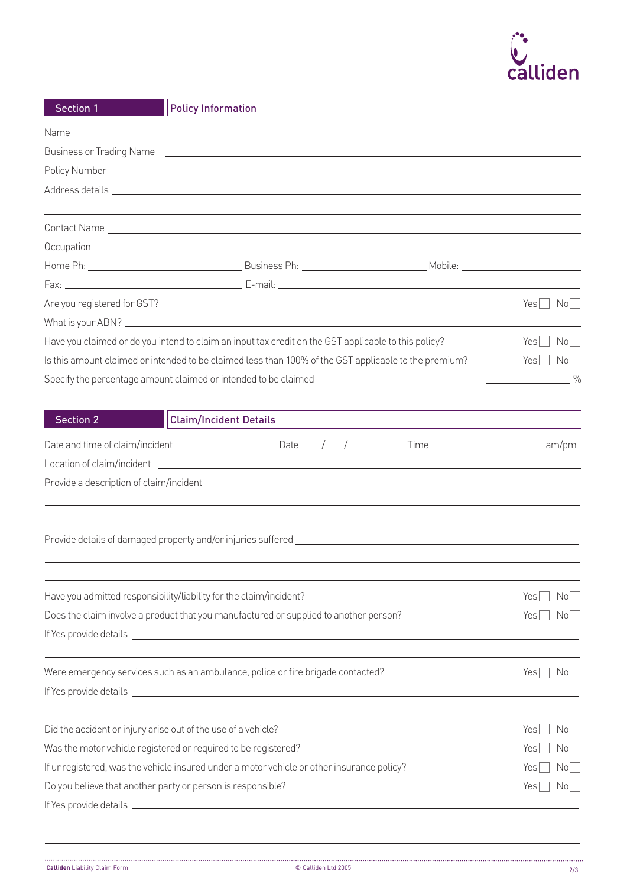calliden

## Section 1 — Policy Information

Name ______________________________________________

Business or Trading Name ______________________________________________

Policy Number ______________________________________________

Address details ______________________________________________

______________________________________________

Contact Name ______________________________________________

Occupation ______________________________________________

Home Ph: ____________________ Business Ph: ____________________ Mobile: ____________________

Fax: ____________________ E-mail: ____________________

Are you registered for GST? Yes ☐ No ☐

What is your ABN? ______________________________________________

Have you claimed or do you intend to claim an input tax credit on the GST applicable to this policy? Yes ☐ No ☐

Is this amount claimed or intended to be claimed less than 100% of the GST applicable to the premium? Yes ☐ No ☐

Specify the percentage amount claimed or intended to be claimed ____________ %

## Section 2 — Claim/Incident Details

Date and time of claim/incident Date ____/____/________ Time ________________ am/pm

Location of claim/incident ______________________________________________

Provide a description of claim/incident ______________________________________________

______________________________________________

______________________________________________

Provide details of damaged property and/or injuries suffered ______________________________________________

______________________________________________

______________________________________________

Have you admitted responsibility/liability for the claim/incident? Yes ☐ No ☐

Does the claim involve a product that you manufactured or supplied to another person? Yes ☐ No ☐

If Yes provide details ______________________________________________

______________________________________________

Were emergency services such as an ambulance, police or fire brigade contacted? Yes ☐ No ☐

If Yes provide details ______________________________________________

______________________________________________

Did the accident or injury arise out of the use of a vehicle? Yes ☐ No ☐

Was the motor vehicle registered or required to be registered? Yes ☐ No ☐

If unregistered, was the vehicle insured under a motor vehicle or other insurance policy? Yes ☐ No ☐

Do you believe that another party or person is responsible? Yes ☐ No ☐

If Yes provide details ______________________________________________

______________________________________________

______________________________________________

**Calliden** Liability Claim Form © Calliden Ltd 2005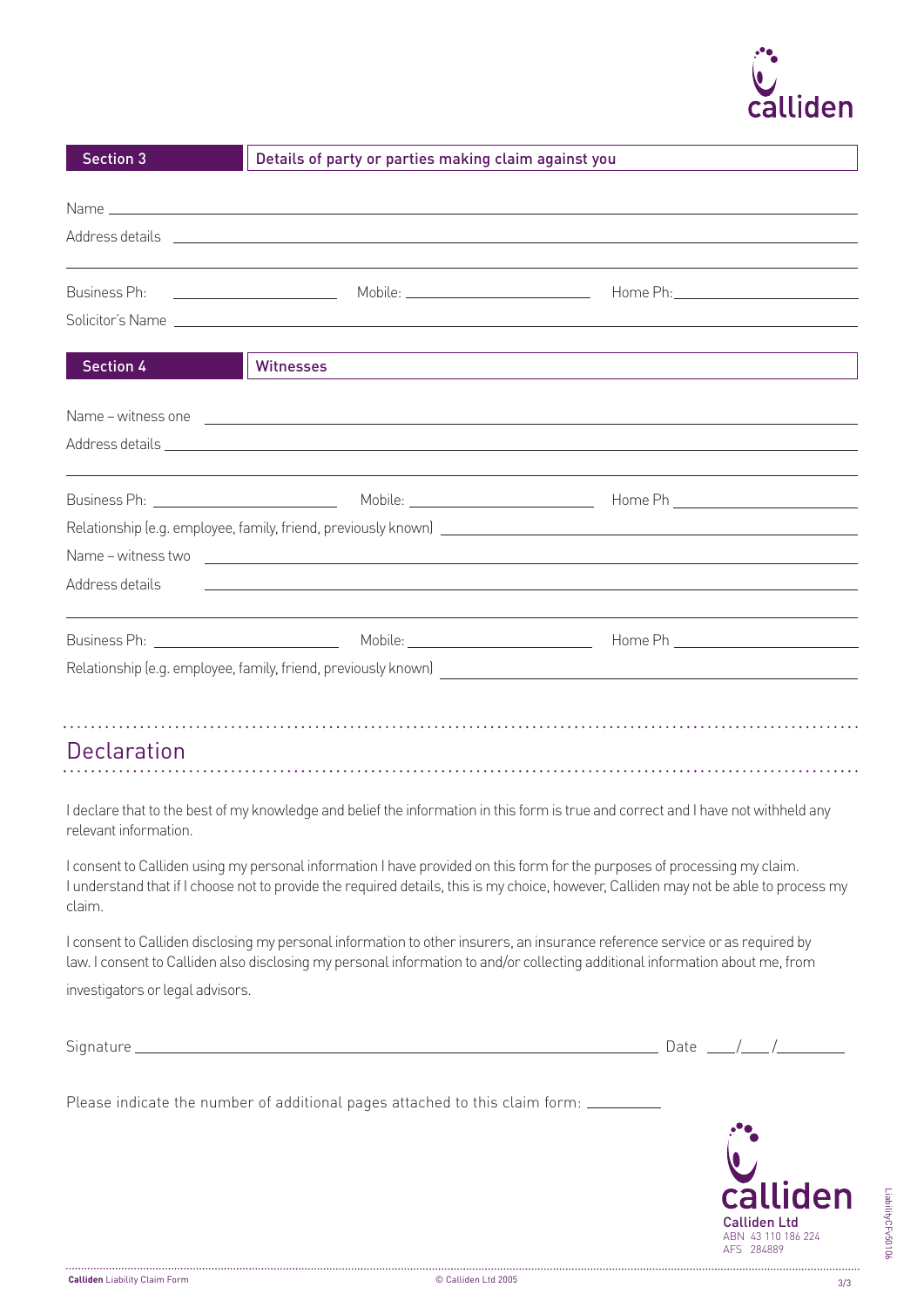## Section 3 — Details of party or parties making claim against you

Name \_\_\_\_\_\_\_\_\_\_\_\_\_\_\_\_\_\_\_\_\_\_\_\_\_\_\_\_\_\_

Address details \_\_\_\_\_\_\_\_\_\_\_\_\_\_\_\_\_\_\_\_\_\_\_\_\_\_\_\_\_\_

Business Ph: \_\_\_\_\_\_\_\_\_\_ Mobile: \_\_\_\_\_\_\_\_\_\_ Home Ph: \_\_\_\_\_\_\_\_\_\_

Solicitor's Name \_\_\_\_\_\_\_\_\_\_\_\_\_\_\_\_\_\_\_\_\_\_\_\_\_\_\_\_\_\_

## Section 4 — Witnesses

Name – witness one \_\_\_\_\_\_\_\_\_\_\_\_\_\_\_\_\_\_\_\_\_\_\_\_\_\_\_\_\_\_

Address details \_\_\_\_\_\_\_\_\_\_\_\_\_\_\_\_\_\_\_\_\_\_\_\_\_\_\_\_\_\_

Business Ph: \_\_\_\_\_\_\_\_\_\_ Mobile: \_\_\_\_\_\_\_\_\_\_ Home Ph \_\_\_\_\_\_\_\_\_\_

Relationship (e.g. employee, family, friend, previously known) \_\_\_\_\_\_\_\_\_\_\_\_\_\_\_\_\_\_\_\_

Name – witness two \_\_\_\_\_\_\_\_\_\_\_\_\_\_\_\_\_\_\_\_\_\_\_\_\_\_\_\_\_\_

Address details \_\_\_\_\_\_\_\_\_\_\_\_\_\_\_\_\_\_\_\_\_\_\_\_\_\_\_\_\_\_

Business Ph: \_\_\_\_\_\_\_\_\_\_ Mobile: \_\_\_\_\_\_\_\_\_\_ Home Ph \_\_\_\_\_\_\_\_\_\_

Relationship (e.g. employee, family, friend, previously known) \_\_\_\_\_\_\_\_\_\_\_\_\_\_\_\_\_\_\_\_

## Declaration

I declare that to the best of my knowledge and belief the information in this form is true and correct and I have not withheld any relevant information.

I consent to Calliden using my personal information I have provided on this form for the purposes of processing my claim. I understand that if I choose not to provide the required details, this is my choice, however, Calliden may not be able to process my claim.

I consent to Calliden disclosing my personal information to other insurers, an insurance reference service or as required by law. I consent to Calliden also disclosing my personal information to and/or collecting additional information about me, from investigators or legal advisors.

Signature \_\_\_\_\_\_\_\_\_\_\_\_\_\_\_\_\_\_\_\_\_\_\_\_\_\_\_\_\_\_ Date \_\_\_\_/\_\_\_\_/\_\_\_\_\_\_\_\_

Please indicate the number of additional pages attached to this claim form: \_\_\_\_\_\_\_\_\_

Calliden Ltd
ABN 43 110 186 224
AFS 284889

LiabilityCF-v50106